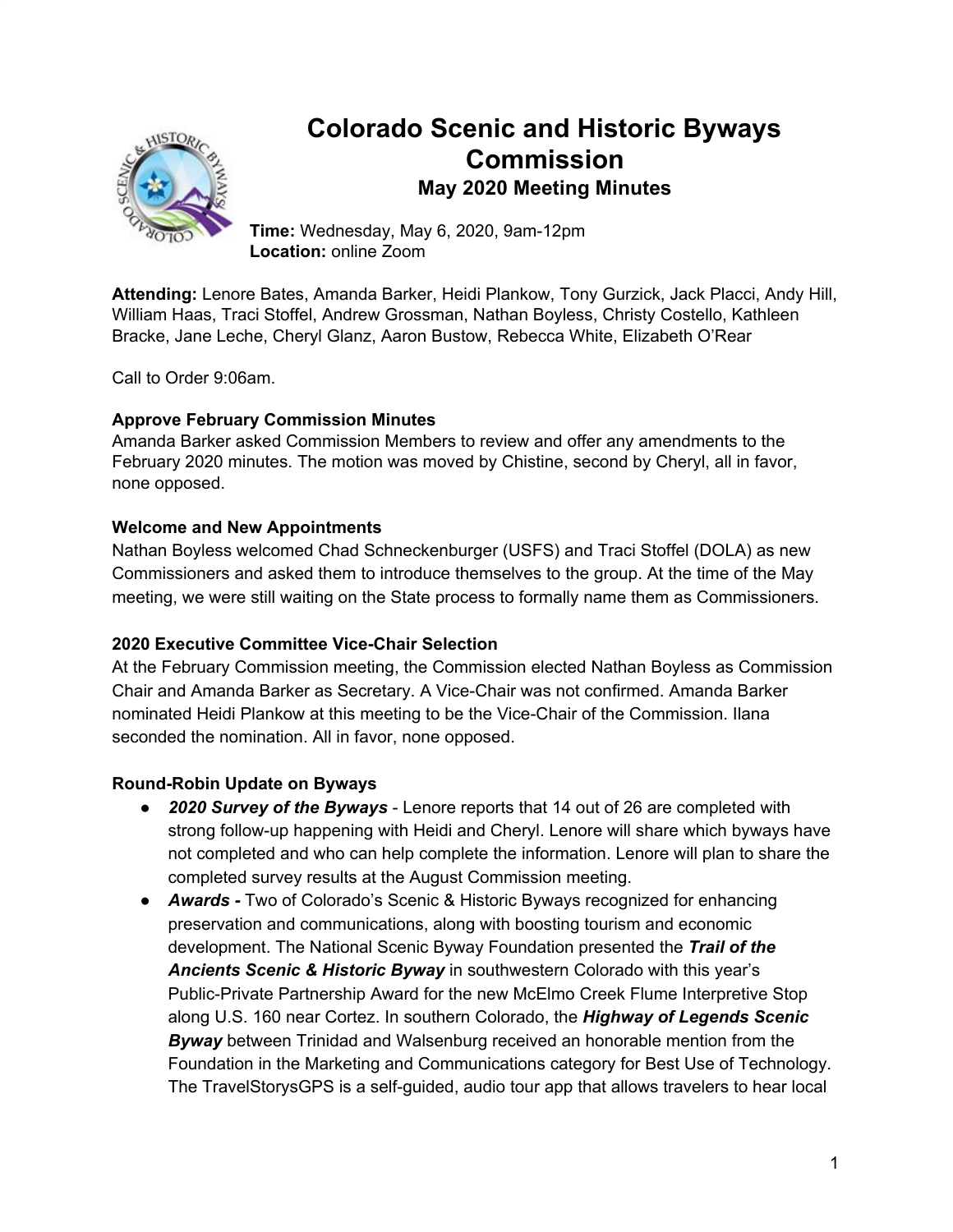# Colorado Scenic and Historic Byways Commission

## May 2020 Meeting Minutes

**Time:** Wednesday, May 6, 2020, 9am-12pm
**Location:** online Zoom

**Attending:** Lenore Bates, Amanda Barker, Heidi Plankow, Tony Gurzick, Jack Placci, Andy Hill, William Haas, Traci Stoffel, Andrew Grossman, Nathan Boyless, Christy Costello, Kathleen Bracke, Jane Leche, Cheryl Glanz, Aaron Bustow, Rebecca White, Elizabeth O'Rear

Call to Order 9:06am.

**Approve February Commission Minutes**
Amanda Barker asked Commission Members to review and offer any amendments to the February 2020 minutes. The motion was moved by Chistine, second by Cheryl, all in favor, none opposed.

**Welcome and New Appointments**
Nathan Boyless welcomed Chad Schneckenburger (USFS) and Traci Stoffel (DOLA) as new Commissioners and asked them to introduce themselves to the group. At the time of the May meeting, we were still waiting on the State process to formally name them as Commissioners.

**2020 Executive Committee Vice-Chair Selection**
At the February Commission meeting, the Commission elected Nathan Boyless as Commission Chair and Amanda Barker as Secretary. A Vice-Chair was not confirmed. Amanda Barker nominated Heidi Plankow at this meeting to be the Vice-Chair of the Commission. Ilana seconded the nomination. All in favor, none opposed.

**Round-Robin Update on Byways**

- ***2020 Survey of the Byways*** - Lenore reports that 14 out of 26 are completed with strong follow-up happening with Heidi and Cheryl. Lenore will share which byways have not completed and who can help complete the information. Lenore will plan to share the completed survey results at the August Commission meeting.
- ***Awards -*** Two of Colorado's Scenic & Historic Byways recognized for enhancing preservation and communications, along with boosting tourism and economic development. The National Scenic Byway Foundation presented the ***Trail of the Ancients Scenic & Historic Byway*** in southwestern Colorado with this year's Public-Private Partnership Award for the new McElmo Creek Flume Interpretive Stop along U.S. 160 near Cortez. In southern Colorado, the ***Highway of Legends Scenic Byway*** between Trinidad and Walsenburg received an honorable mention from the Foundation in the Marketing and Communications category for Best Use of Technology. The TravelStorysGPS is a self-guided, audio tour app that allows travelers to hear local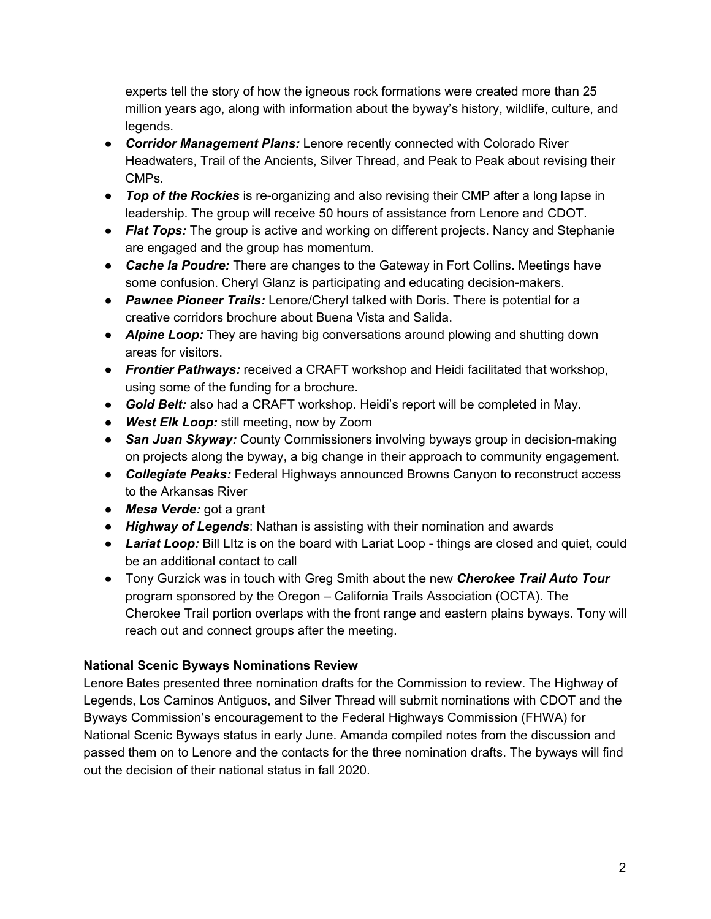experts tell the story of how the igneous rock formations were created more than 25 million years ago, along with information about the byway's history, wildlife, culture, and legends.

- ***Corridor Management Plans:*** Lenore recently connected with Colorado River Headwaters, Trail of the Ancients, Silver Thread, and Peak to Peak about revising their CMPs.
- ***Top of the Rockies*** is re-organizing and also revising their CMP after a long lapse in leadership. The group will receive 50 hours of assistance from Lenore and CDOT.
- ***Flat Tops:*** The group is active and working on different projects. Nancy and Stephanie are engaged and the group has momentum.
- ***Cache la Poudre:*** There are changes to the Gateway in Fort Collins. Meetings have some confusion. Cheryl Glanz is participating and educating decision-makers.
- ***Pawnee Pioneer Trails:*** Lenore/Cheryl talked with Doris. There is potential for a creative corridors brochure about Buena Vista and Salida.
- ***Alpine Loop:*** They are having big conversations around plowing and shutting down areas for visitors.
- ***Frontier Pathways:*** received a CRAFT workshop and Heidi facilitated that workshop, using some of the funding for a brochure.
- ***Gold Belt:*** also had a CRAFT workshop. Heidi's report will be completed in May.
- ***West Elk Loop:*** still meeting, now by Zoom
- ***San Juan Skyway:*** County Commissioners involving byways group in decision-making on projects along the byway, a big change in their approach to community engagement.
- ***Collegiate Peaks:*** Federal Highways announced Browns Canyon to reconstruct access to the Arkansas River
- ***Mesa Verde:*** got a grant
- ***Highway of Legends***: Nathan is assisting with their nomination and awards
- ***Lariat Loop:*** Bill LItz is on the board with Lariat Loop - things are closed and quiet, could be an additional contact to call
- Tony Gurzick was in touch with Greg Smith about the new ***Cherokee Trail Auto Tour*** program sponsored by the Oregon – California Trails Association (OCTA). The Cherokee Trail portion overlaps with the front range and eastern plains byways. Tony will reach out and connect groups after the meeting.

**National Scenic Byways Nominations Review**

Lenore Bates presented three nomination drafts for the Commission to review. The Highway of Legends, Los Caminos Antiguos, and Silver Thread will submit nominations with CDOT and the Byways Commission's encouragement to the Federal Highways Commission (FHWA) for National Scenic Byways status in early June. Amanda compiled notes from the discussion and passed them on to Lenore and the contacts for the three nomination drafts. The byways will find out the decision of their national status in fall 2020.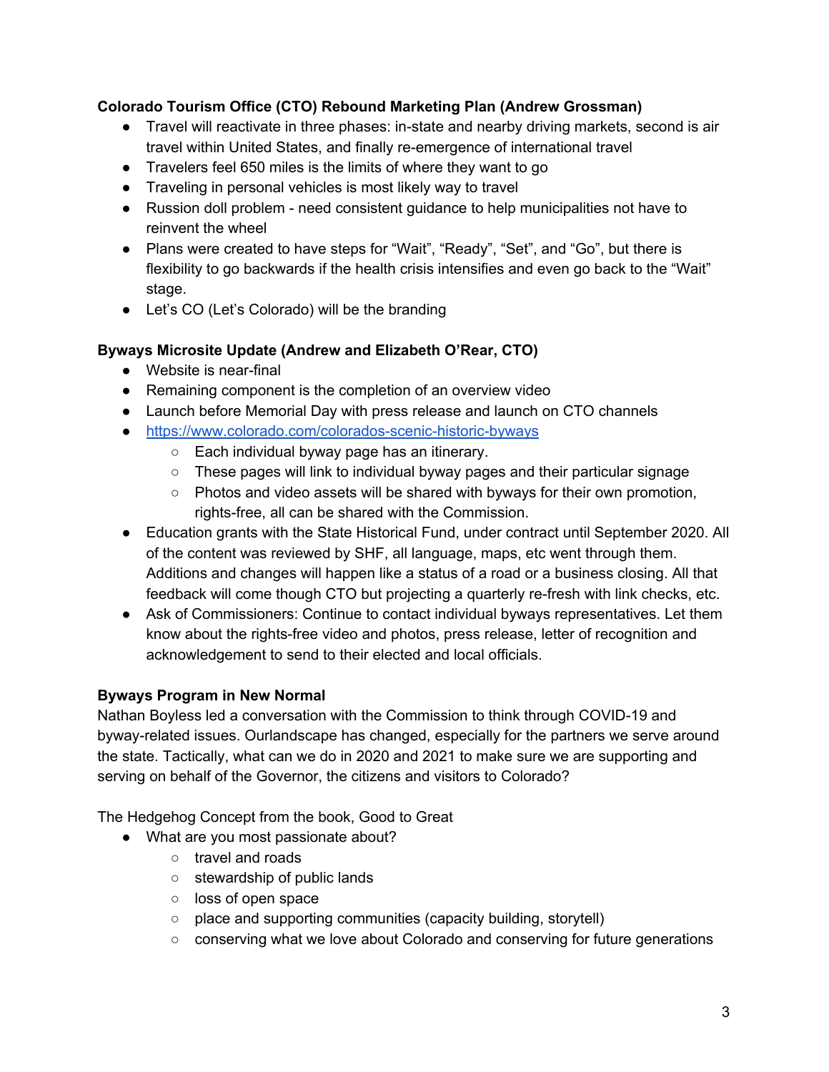**Colorado Tourism Office (CTO) Rebound Marketing Plan (Andrew Grossman)**

- Travel will reactivate in three phases: in-state and nearby driving markets, second is air travel within United States, and finally re-emergence of international travel
- Travelers feel 650 miles is the limits of where they want to go
- Traveling in personal vehicles is most likely way to travel
- Russion doll problem - need consistent guidance to help municipalities not have to reinvent the wheel
- Plans were created to have steps for "Wait", "Ready", "Set", and "Go", but there is flexibility to go backwards if the health crisis intensifies and even go back to the "Wait" stage.
- Let's CO (Let's Colorado) will be the branding

**Byways Microsite Update (Andrew and Elizabeth O'Rear, CTO)**

- Website is near-final
- Remaining component is the completion of an overview video
- Launch before Memorial Day with press release and launch on CTO channels
- https://www.colorado.com/colorados-scenic-historic-byways
    - Each individual byway page has an itinerary.
    - These pages will link to individual byway pages and their particular signage
    - Photos and video assets will be shared with byways for their own promotion, rights-free, all can be shared with the Commission.
- Education grants with the State Historical Fund, under contract until September 2020. All of the content was reviewed by SHF, all language, maps, etc went through them. Additions and changes will happen like a status of a road or a business closing. All that feedback will come though CTO but projecting a quarterly re-fresh with link checks, etc.
- Ask of Commissioners: Continue to contact individual byways representatives. Let them know about the rights-free video and photos, press release, letter of recognition and acknowledgement to send to their elected and local officials.

**Byways Program in New Normal**

Nathan Boyless led a conversation with the Commission to think through COVID-19 and byway-related issues. Ourlandscape has changed, especially for the partners we serve around the state. Tactically, what can we do in 2020 and 2021 to make sure we are supporting and serving on behalf of the Governor, the citizens and visitors to Colorado?

The Hedgehog Concept from the book, Good to Great

- What are you most passionate about?
    - travel and roads
    - stewardship of public lands
    - loss of open space
    - place and supporting communities (capacity building, storytell)
    - conserving what we love about Colorado and conserving for future generations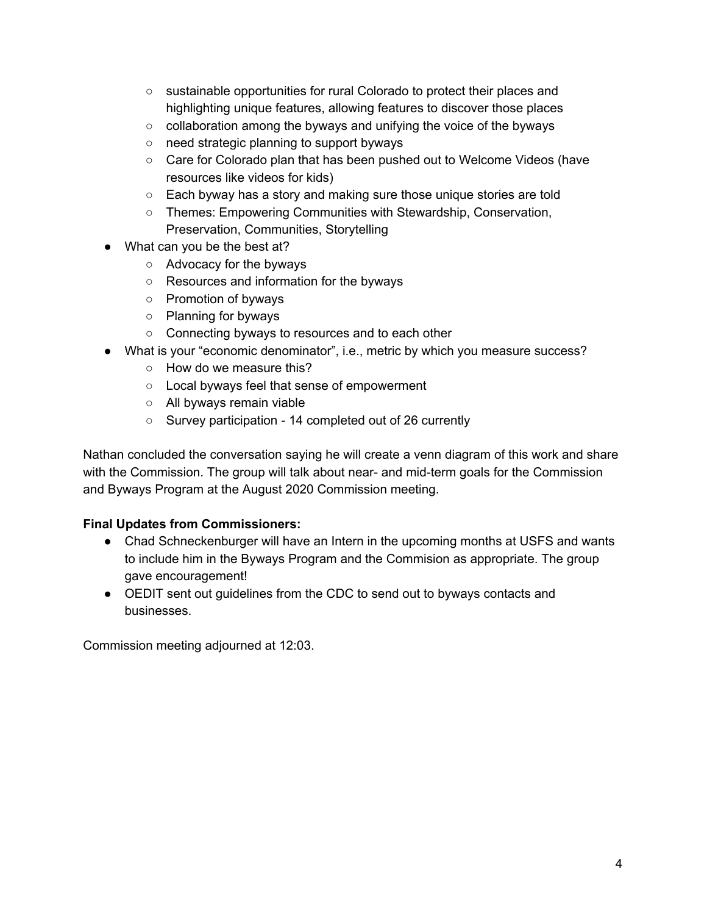- sustainable opportunities for rural Colorado to protect their places and highlighting unique features, allowing features to discover those places
- collaboration among the byways and unifying the voice of the byways
- need strategic planning to support byways
- Care for Colorado plan that has been pushed out to Welcome Videos (have resources like videos for kids)
- Each byway has a story and making sure those unique stories are told
- Themes: Empowering Communities with Stewardship, Conservation, Preservation, Communities, Storytelling

- What can you be the best at?
    - Advocacy for the byways
    - Resources and information for the byways
    - Promotion of byways
    - Planning for byways
    - Connecting byways to resources and to each other
- What is your "economic denominator", i.e., metric by which you measure success?
    - How do we measure this?
    - Local byways feel that sense of empowerment
    - All byways remain viable
    - Survey participation - 14 completed out of 26 currently

Nathan concluded the conversation saying he will create a venn diagram of this work and share with the Commission. The group will talk about near- and mid-term goals for the Commission and Byways Program at the August 2020 Commission meeting.

**Final Updates from Commissioners:**

- Chad Schneckenburger will have an Intern in the upcoming months at USFS and wants to include him in the Byways Program and the Commision as appropriate. The group gave encouragement!
- OEDIT sent out guidelines from the CDC to send out to byways contacts and businesses.

Commission meeting adjourned at 12:03.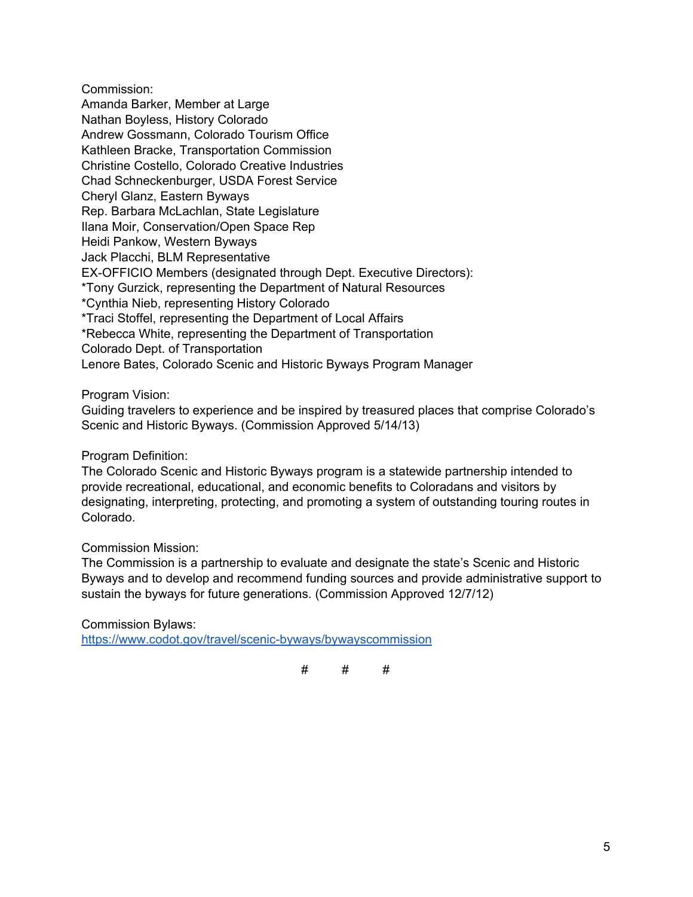Commission:
Amanda Barker, Member at Large
Nathan Boyless, History Colorado
Andrew Gossmann, Colorado Tourism Office
Kathleen Bracke, Transportation Commission
Christine Costello, Colorado Creative Industries
Chad Schneckenburger, USDA Forest Service
Cheryl Glanz, Eastern Byways
Rep. Barbara McLachlan, State Legislature
Ilana Moir, Conservation/Open Space Rep
Heidi Pankow, Western Byways
Jack Placchi, BLM Representative
EX-OFFICIO Members (designated through Dept. Executive Directors):
*Tony Gurzick, representing the Department of Natural Resources
*Cynthia Nieb, representing History Colorado
*Traci Stoffel, representing the Department of Local Affairs
*Rebecca White, representing the Department of Transportation
Colorado Dept. of Transportation
Lenore Bates, Colorado Scenic and Historic Byways Program Manager

Program Vision:
Guiding travelers to experience and be inspired by treasured places that comprise Colorado's Scenic and Historic Byways. (Commission Approved 5/14/13)

Program Definition:
The Colorado Scenic and Historic Byways program is a statewide partnership intended to provide recreational, educational, and economic benefits to Coloradans and visitors by designating, interpreting, protecting, and promoting a system of outstanding touring routes in Colorado.

Commission Mission:
The Commission is a partnership to evaluate and designate the state's Scenic and Historic Byways and to develop and recommend funding sources and provide administrative support to sustain the byways for future generations. (Commission Approved 12/7/12)

Commission Bylaws:
[https://www.codot.gov/travel/scenic-byways/bywayscommission](https://www.codot.gov/travel/scenic-byways/bywayscommission)

# # #